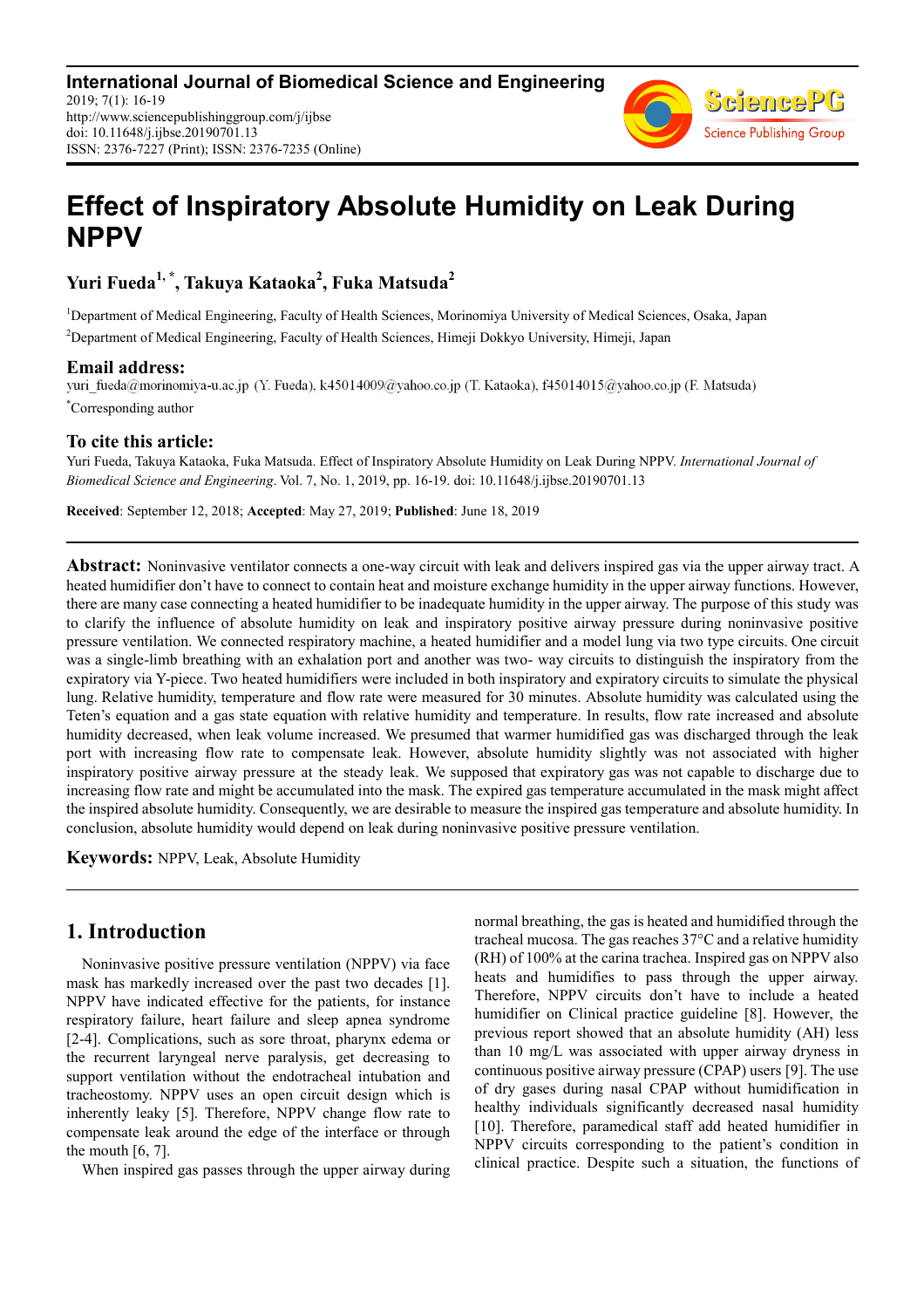**International Journal of Biomedical Science and Engineering**
2019; 7(1): 16-19
http://www.sciencepublishinggroup.com/j/ijbse
doi: 10.11648/j.ijbse.20190701.13
ISSN: 2376-7227 (Print); ISSN: 2376-7235 (Online)

# Effect of Inspiratory Absolute Humidity on Leak During NPPV

**Yuri Fueda[1, *], Takuya Kataoka[2], Fuka Matsuda[2]**

[1]Department of Medical Engineering, Faculty of Health Sciences, Morinomiya University of Medical Sciences, Osaka, Japan

[2]Department of Medical Engineering, Faculty of Health Sciences, Himeji Dokkyo University, Himeji, Japan

## Email address:

yuri_fueda@morinomiya-u.ac.jp (Y. Fueda), k45014009@yahoo.co.jp (T. Kataoka), f45014015@yahoo.co.jp (F. Matsuda)

[*]Corresponding author

## To cite this article:

Yuri Fueda, Takuya Kataoka, Fuka Matsuda. Effect of Inspiratory Absolute Humidity on Leak During NPPV. *International Journal of Biomedical Science and Engineering*. Vol. 7, No. 1, 2019, pp. 16-19. doi: 10.11648/j.ijbse.20190701.13

**Received**: September 12, 2018; **Accepted**: May 27, 2019; **Published**: June 18, 2019

---

**Abstract:** Noninvasive ventilator connects a one-way circuit with leak and delivers inspired gas via the upper airway tract. A heated humidifier don't have to connect to contain heat and moisture exchange humidity in the upper airway functions. However, there are many case connecting a heated humidifier to be inadequate humidity in the upper airway. The purpose of this study was to clarify the influence of absolute humidity on leak and inspiratory positive airway pressure during noninvasive positive pressure ventilation. We connected respiratory machine, a heated humidifier and a model lung via two type circuits. One circuit was a single-limb breathing with an exhalation port and another was two- way circuits to distinguish the inspiratory from the expiratory via Y-piece. Two heated humidifiers were included in both inspiratory and expiratory circuits to simulate the physical lung. Relative humidity, temperature and flow rate were measured for 30 minutes. Absolute humidity was calculated using the Teten's equation and a gas state equation with relative humidity and temperature. In results, flow rate increased and absolute humidity decreased, when leak volume increased. We presumed that warmer humidified gas was discharged through the leak port with increasing flow rate to compensate leak. However, absolute humidity slightly was not associated with higher inspiratory positive airway pressure at the steady leak. We supposed that expiratory gas was not capable to discharge due to increasing flow rate and might be accumulated into the mask. The expired gas temperature accumulated in the mask might affect the inspired absolute humidity. Consequently, we are desirable to measure the inspired gas temperature and absolute humidity. In conclusion, absolute humidity would depend on leak during noninvasive positive pressure ventilation.

**Keywords:** NPPV, Leak, Absolute Humidity

---

## 1. Introduction

Noninvasive positive pressure ventilation (NPPV) via face mask has markedly increased over the past two decades [1]. NPPV have indicated effective for the patients, for instance respiratory failure, heart failure and sleep apnea syndrome [2-4]. Complications, such as sore throat, pharynx edema or the recurrent laryngeal nerve paralysis, get decreasing to support ventilation without the endotracheal intubation and tracheostomy. NPPV uses an open circuit design which is inherently leaky [5]. Therefore, NPPV change flow rate to compensate leak around the edge of the interface or through the mouth [6, 7].

When inspired gas passes through the upper airway during normal breathing, the gas is heated and humidified through the tracheal mucosa. The gas reaches 37°C and a relative humidity (RH) of 100% at the carina trachea. Inspired gas on NPPV also heats and humidifies to pass through the upper airway. Therefore, NPPV circuits don't have to include a heated humidifier on Clinical practice guideline [8]. However, the previous report showed that an absolute humidity (AH) less than 10 mg/L was associated with upper airway dryness in continuous positive airway pressure (CPAP) users [9]. The use of dry gases during nasal CPAP without humidification in healthy individuals significantly decreased nasal humidity [10]. Therefore, paramedical staff add heated humidifier in NPPV circuits corresponding to the patient's condition in clinical practice. Despite such a situation, the functions of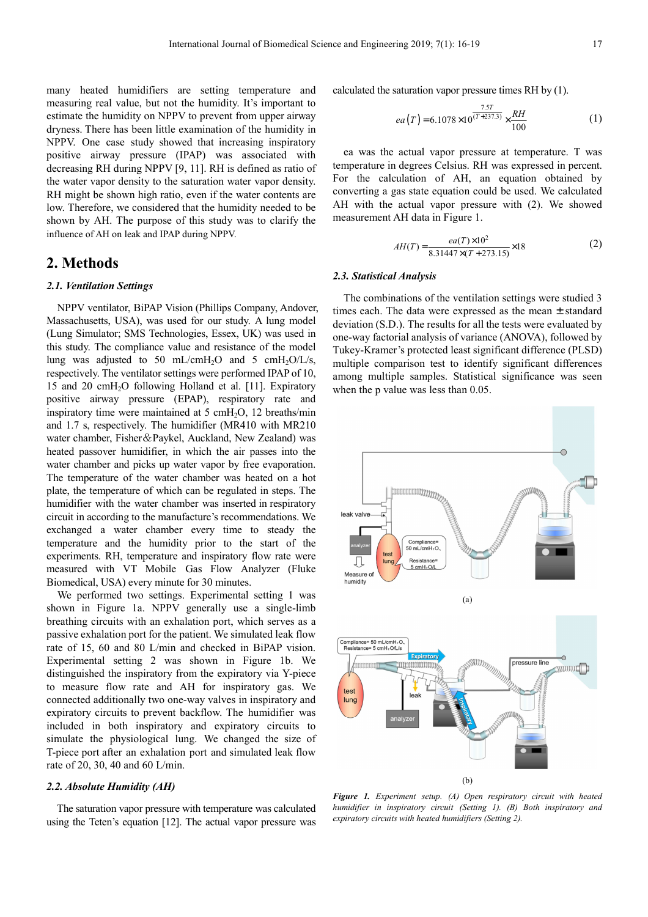many heated humidifiers are setting temperature and measuring real value, but not the humidity. It's important to estimate the humidity on NPPV to prevent from upper airway dryness. There has been little examination of the humidity in NPPV. One case study showed that increasing inspiratory positive airway pressure (IPAP) was associated with decreasing RH during NPPV [9, 11]. RH is defined as ratio of the water vapor density to the saturation water vapor density. RH might be shown high ratio, even if the water contents are low. Therefore, we considered that the humidity needed to be shown by AH. The purpose of this study was to clarify the influence of AH on leak and IPAP during NPPV.

## 2. Methods

### 2.1. Ventilation Settings

NPPV ventilator, BiPAP Vision (Phillips Company, Andover, Massachusetts, USA), was used for our study. A lung model (Lung Simulator; SMS Technologies, Essex, UK) was used in this study. The compliance value and resistance of the model lung was adjusted to 50 mL/cm$H_2O$ and 5 cm$H_2O$/L/s, respectively. The ventilator settings were performed IPAP of 10, 15 and 20 cm$H_2O$ following Holland et al. [11]. Expiratory positive airway pressure (EPAP), respiratory rate and inspiratory time were maintained at 5 cm$H_2O$, 12 breaths/min and 1.7 s, respectively. The humidifier (MR410 with MR210 water chamber, Fisher&Paykel, Auckland, New Zealand) was heated passover humidifier, in which the air passes into the water chamber and picks up water vapor by free evaporation. The temperature of the water chamber was heated on a hot plate, the temperature of which can be regulated in steps. The humidifier with the water chamber was inserted in respiratory circuit in according to the manufacture's recommendations. We exchanged a water chamber every time to steady the temperature and the humidity prior to the start of the experiments. RH, temperature and inspiratory flow rate were measured with VT Mobile Gas Flow Analyzer (Fluke Biomedical, USA) every minute for 30 minutes.

We performed two settings. Experimental setting 1 was shown in Figure 1a. NPPV generally use a single-limb breathing circuits with an exhalation port, which serves as a passive exhalation port for the patient. We simulated leak flow rate of 15, 60 and 80 L/min and checked in BiPAP vision. Experimental setting 2 was shown in Figure 1b. We distinguished the inspiratory from the expiratory via Y-piece to measure flow rate and AH for inspiratory gas. We connected additionally two one-way valves in inspiratory and expiratory circuits to prevent backflow. The humidifier was included in both inspiratory and expiratory circuits to simulate the physiological lung. We changed the size of T-piece port after an exhalation port and simulated leak flow rate of 20, 30, 40 and 60 L/min.

### 2.2. Absolute Humidity (AH)

The saturation vapor pressure with temperature was calculated using the Teten's equation [12]. The actual vapor pressure was calculated the saturation vapor pressure times RH by (1).

$$ea(T) = 6.1078 \times 10^{\frac{7.5T}{(T+237.3)}} \times \frac{RH}{100} \tag{1}$$

ea was the actual vapor pressure at temperature. T was temperature in degrees Celsius. RH was expressed in percent. For the calculation of AH, an equation obtained by converting a gas state equation could be used. We calculated AH with the actual vapor pressure with (2). We showed measurement AH data in Figure 1.

$$AH(T) = \frac{ea(T) \times 10^2}{8.31447 \times (T + 273.15)} \times 18 \tag{2}$$

### 2.3. Statistical Analysis

The combinations of the ventilation settings were studied 3 times each. The data were expressed as the mean ± standard deviation (S.D.). The results for all the tests were evaluated by one-way factorial analysis of variance (ANOVA), followed by Tukey-Kramer's protected least significant difference (PLSD) multiple comparison test to identify significant differences among multiple samples. Statistical significance was seen when the p value was less than 0.05.

leak valve
analyzer
Measure of humidity
test lung
Compliance= 50 mL/cmH₂O,
Resistance= 5 cmH₂O/L

(a)

Compliance= 50 mL/cmH₂O,
Resistance= 5 cmH₂O/L/s
Expiratory
pressure line
test lung
leak
analyzer
Inspiratory

(b)

*Figure 1. Experiment setup. (A) Open respiratory circuit with heated humidifier in inspiratory circuit (Setting 1). (B) Both inspiratory and expiratory circuits with heated humidifiers (Setting 2).*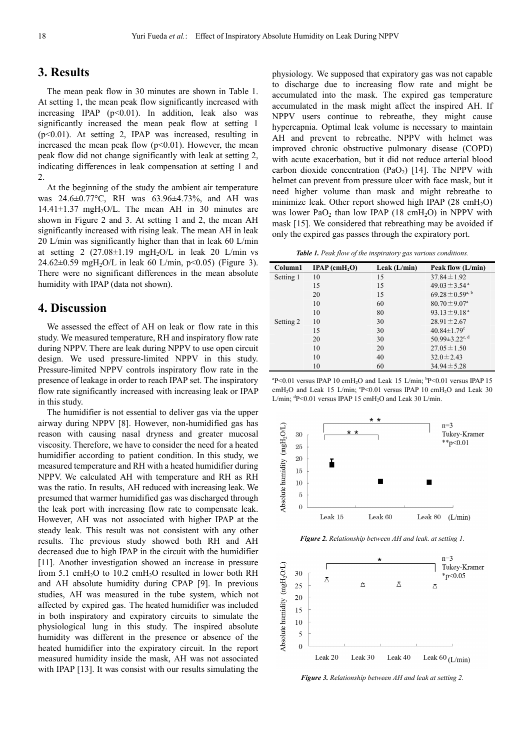## 3. Results

The mean peak flow in 30 minutes are shown in Table 1. At setting 1, the mean peak flow significantly increased with increasing IPAP ($p<0.01$). In addition, leak also was significantly increased the mean peak flow at setting 1 ($p<0.01$). At setting 2, IPAP was increased, resulting in increased the mean peak flow ($p<0.01$). However, the mean peak flow did not change significantly with leak at setting 2, indicating differences in leak compensation at setting 1 and 2.

At the beginning of the study the ambient air temperature was 24.6±0.77°C, RH was 63.96±4.73%, and AH was 14.41±1.37 mg$H_2O$/L. The mean AH in 30 minutes are shown in Figure 2 and 3. At setting 1 and 2, the mean AH significantly increased with rising leak. The mean AH in leak 20 L/min was significantly higher than that in leak 60 L/min at setting 2 (27.08±1.19 mg$H_2O$/L in leak 20 L/min vs 24.62±0.59 mg$H_2O$/L in leak 60 L/min, $p<0.05$) (Figure 3). There were no significant differences in the mean absolute humidity with IPAP (data not shown).

## 4. Discussion

We assessed the effect of AH on leak or flow rate in this study. We measured temperature, RH and inspiratory flow rate during NPPV. There are leak during NPPV to use open circuit design. We used pressure-limited NPPV in this study. Pressure-limited NPPV controls inspiratory flow rate in the presence of leakage in order to reach IPAP set. The inspiratory flow rate significantly increased with increasing leak or IPAP in this study.

The humidifier is not essential to deliver gas via the upper airway during NPPV [8]. However, non-humidified gas has reason with causing nasal dryness and greater mucosal viscosity. Therefore, we have to consider the need for a heated humidifier according to patient condition. In this study, we measured temperature and RH with a heated humidifier during NPPV. We calculated AH with temperature and RH as RH was the ratio. In results, AH reduced with increasing leak. We presumed that warmer humidified gas was discharged through the leak port with increasing flow rate to compensate leak. However, AH was not associated with higher IPAP at the steady leak. This result was not consistent with any other results. The previous study showed both RH and AH decreased due to high IPAP in the circuit with the humidifier [11]. Another investigation showed an increase in pressure from 5.1 cm$H_2O$ to 10.2 cm$H_2O$ resulted in lower both RH and AH absolute humidity during CPAP [9]. In previous studies, AH was measured in the tube system, which not affected by expired gas. The heated humidifier was included in both inspiratory and expiratory circuits to simulate the physiological lung in this study. The inspired absolute humidity was different in the presence or absence of the heated humidifier into the expiratory circuit. In the report measured humidity inside the mask, AH was not associated with IPAP [13]. It was consist with our results simulating the physiology. We supposed that expiratory gas was not capable to discharge due to increasing flow rate and might be accumulated into the mask. The expired gas temperature accumulated in the mask might affect the inspired AH. If NPPV users continue to rebreathe, they might cause hypercapnia. Optimal leak volume is necessary to maintain AH and prevent to rebreathe. NPPV with helmet was improved chronic obstructive pulmonary disease (COPD) with acute exacerbation, but it did not reduce arterial blood carbon dioxide concentration ($PaO_2$) [14]. The NPPV with helmet can prevent from pressure ulcer with face mask, but it need higher volume than mask and might rebreathe to minimize leak. Other report showed high IPAP (28 cm$H_2O$) was lower $PaO_2$ than low IPAP (18 cm$H_2O$) in NPPV with mask [15]. We considered that rebreathing may be avoided if only the expired gas passes through the expiratory port.

*Table 1. Peak flow of the inspiratory gas various conditions.*

| Column1 | IPAP (cm$H_2O$) | Leak (L/min) | Peak flow (L/min) |
|---|---|---|---|
| Setting 1 | 10 | 15 | 37.84±1.92 |
| | 15 | 15 | 49.03±3.54[a] |
| | 20 | 15 | 69.28±0.59[a, b] |
| | 10 | 60 | 80.70±9.07[a] |
| | 10 | 80 | 93.13±9.18[a] |
| Setting 2 | 10 | 30 | 28.91±2.67 |
| | 15 | 30 | 40.84±1.79[c] |
| | 20 | 30 | 50.99±3.22[c, d] |
| | 10 | 20 | 27.05±1.50 |
| | 10 | 40 | 32.0±2.43 |
| | 10 | 60 | 34.94±5.28 |

[a]$P<0.01$ versus IPAP 10 cm$H_2O$ and Leak 15 L/min; [b]$P<0.01$ versus IPAP 15 cm$H_2O$ and Leak 15 L/min; [c]$P<0.01$ versus IPAP 10 cm$H_2O$ and Leak 30 L/min; [d]$P<0.01$ versus IPAP 15 cm$H_2O$ and Leak 30 L/min.

Absolute humidity (mg$H_2O$/L)
0 5 10 15 20 25 30
Leak 15 Leak 60 Leak 80 (L/min)
\*\* \*\*
n=3
Tukey-Kramer
\*\*p<0.01

*Figure 2. Relationship between AH and leak. at setting 1.*

Absolute humidity (mg$H_2O$/L)
0 5 10 15 20 25 30
Leak 20 Leak 30 Leak 40 Leak 60 (L/min)
\*
n=3
Tukey-Kramer
\*p<0.05

*Figure 3. Relationship between AH and leak at setting 2.*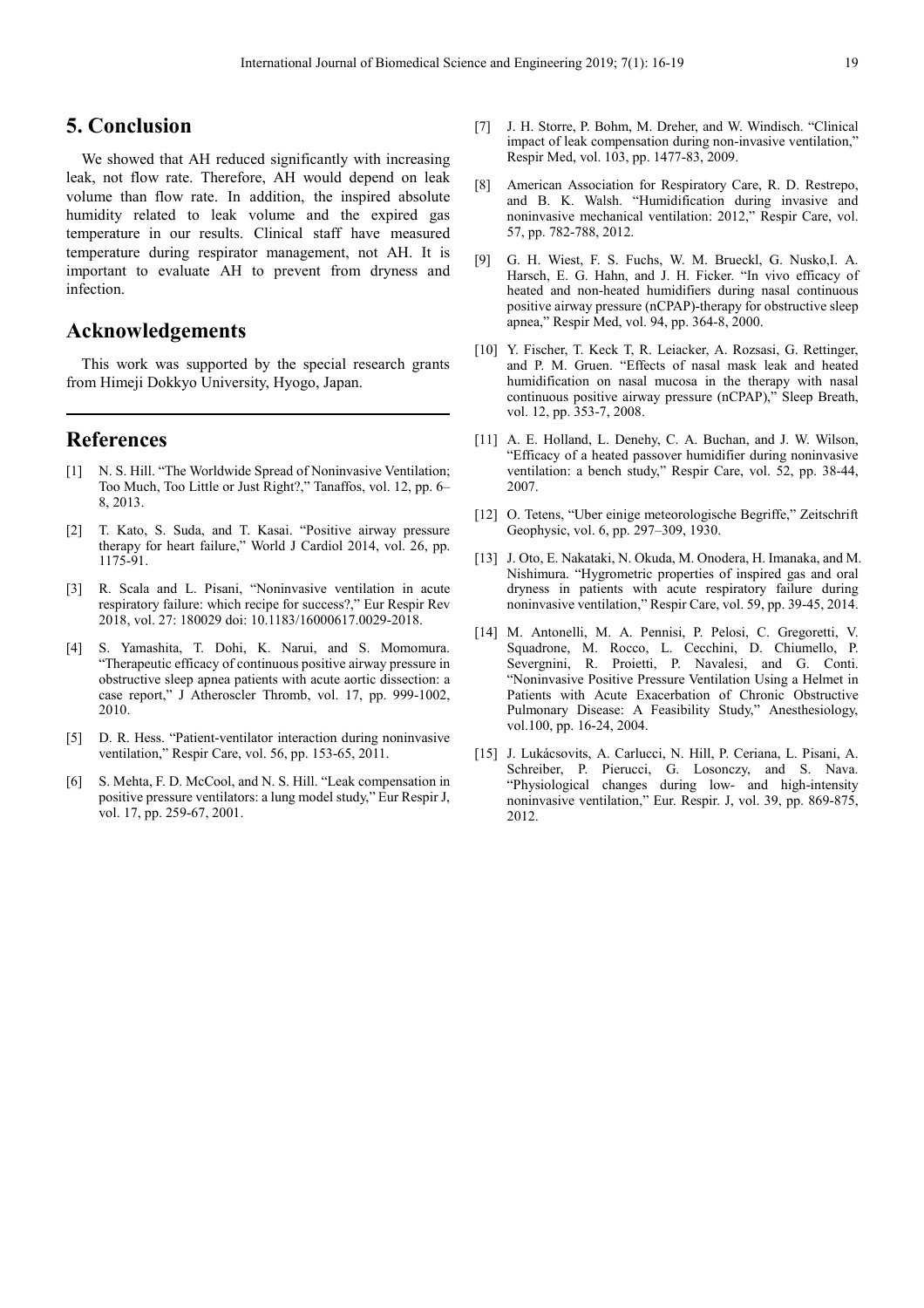## 5. Conclusion

We showed that AH reduced significantly with increasing leak, not flow rate. Therefore, AH would depend on leak volume than flow rate. In addition, the inspired absolute humidity related to leak volume and the expired gas temperature in our results. Clinical staff have measured temperature during respirator management, not AH. It is important to evaluate AH to prevent from dryness and infection.

## Acknowledgements

This work was supported by the special research grants from Himeji Dokkyo University, Hyogo, Japan.

## References

[1] N. S. Hill. "The Worldwide Spread of Noninvasive Ventilation; Too Much, Too Little or Just Right?," Tanaffos, vol. 12, pp. 6–8, 2013.

[2] T. Kato, S. Suda, and T. Kasai. "Positive airway pressure therapy for heart failure," World J Cardiol 2014, vol. 26, pp. 1175-91.

[3] R. Scala and L. Pisani, "Noninvasive ventilation in acute respiratory failure: which recipe for success?," Eur Respir Rev 2018, vol. 27: 180029 doi: 10.1183/16000617.0029-2018.

[4] S. Yamashita, T. Dohi, K. Narui, and S. Momomura. "Therapeutic efficacy of continuous positive airway pressure in obstructive sleep apnea patients with acute aortic dissection: a case report," J Atheroscler Thromb, vol. 17, pp. 999-1002, 2010.

[5] D. R. Hess. "Patient-ventilator interaction during noninvasive ventilation," Respir Care, vol. 56, pp. 153-65, 2011.

[6] S. Mehta, F. D. McCool, and N. S. Hill. "Leak compensation in positive pressure ventilators: a lung model study," Eur Respir J, vol. 17, pp. 259-67, 2001.

[7] J. H. Storre, P. Bohm, M. Dreher, and W. Windisch. "Clinical impact of leak compensation during non-invasive ventilation," Respir Med, vol. 103, pp. 1477-83, 2009.

[8] American Association for Respiratory Care, R. D. Restrepo, and B. K. Walsh. "Humidification during invasive and noninvasive mechanical ventilation: 2012," Respir Care, vol. 57, pp. 782-788, 2012.

[9] G. H. Wiest, F. S. Fuchs, W. M. Brueckl, G. Nusko,I. A. Harsch, E. G. Hahn, and J. H. Ficker. "In vivo efficacy of heated and non-heated humidifiers during nasal continuous positive airway pressure (nCPAP)-therapy for obstructive sleep apnea," Respir Med, vol. 94, pp. 364-8, 2000.

[10] Y. Fischer, T. Keck T, R. Leiacker, A. Rozsasi, G. Rettinger, and P. M. Gruen. "Effects of nasal mask leak and heated humidification on nasal mucosa in the therapy with nasal continuous positive airway pressure (nCPAP)," Sleep Breath, vol. 12, pp. 353-7, 2008.

[11] A. E. Holland, L. Denehy, C. A. Buchan, and J. W. Wilson, "Efficacy of a heated passover humidifier during noninvasive ventilation: a bench study," Respir Care, vol. 52, pp. 38-44, 2007.

[12] O. Tetens, "Uber einige meteorologische Begriffe," Zeitschrift Geophysic, vol. 6, pp. 297–309, 1930.

[13] J. Oto, E. Nakataki, N. Okuda, M. Onodera, H. Imanaka, and M. Nishimura. "Hygrometric properties of inspired gas and oral dryness in patients with acute respiratory failure during noninvasive ventilation," Respir Care, vol. 59, pp. 39-45, 2014.

[14] M. Antonelli, M. A. Pennisi, P. Pelosi, C. Gregoretti, V. Squadrone, M. Rocco, L. Cecchini, D. Chiumello, P. Severgnini, R. Proietti, P. Navalesi, and G. Conti. "Noninvasive Positive Pressure Ventilation Using a Helmet in Patients with Acute Exacerbation of Chronic Obstructive Pulmonary Disease: A Feasibility Study," Anesthesiology, vol.100, pp. 16-24, 2004.

[15] J. Lukácsovits, A. Carlucci, N. Hill, P. Ceriana, L. Pisani, A. Schreiber, P. Pierucci, G. Losonczy, and S. Nava. "Physiological changes during low- and high-intensity noninvasive ventilation," Eur. Respir. J, vol. 39, pp. 869-875, 2012.